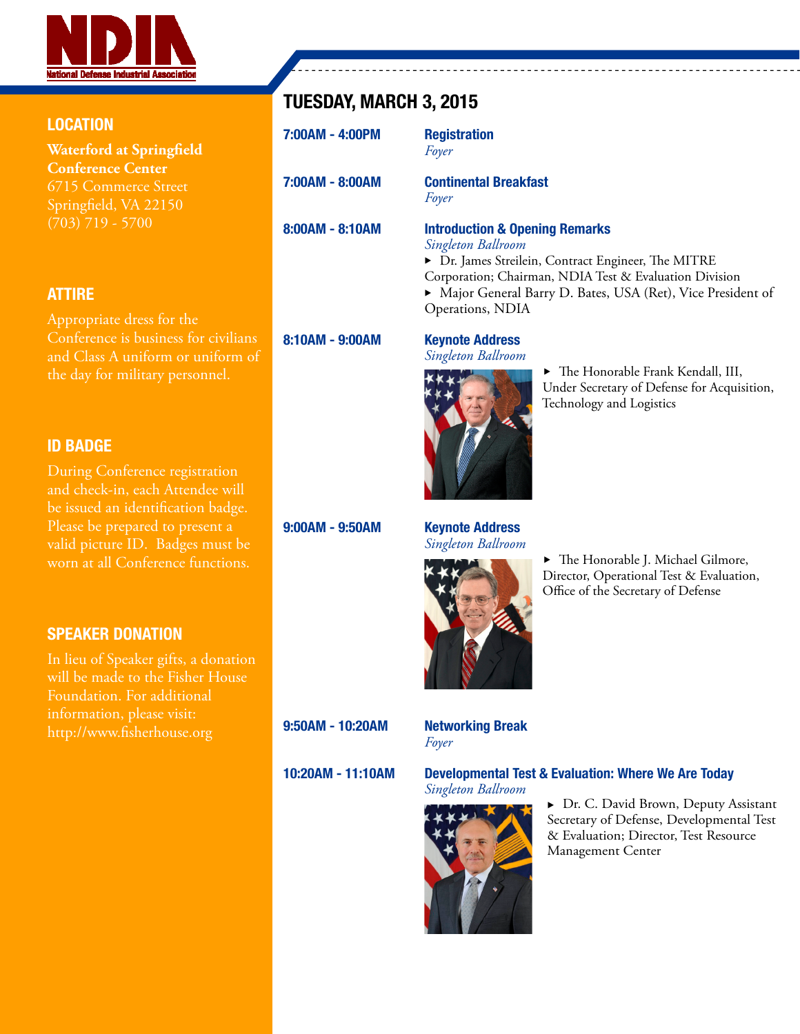## LOCATION

**Waterford at Springfield Conference Center**
6715 Commerce Street
Springfield, VA 22150
(703) 719 - 5700

## ATTIRE

Appropriate dress for the Conference is business for civilians and Class A uniform or uniform of the day for military personnel.

## ID BADGE

During Conference registration and check-in, each Attendee will be issued an identification badge. Please be prepared to present a valid picture ID. Badges must be worn at all Conference functions.

## SPEAKER DONATION

In lieu of Speaker gifts, a donation will be made to the Fisher House Foundation. For additional information, please visit: http://www.fisherhouse.org

# TUESDAY, MARCH 3, 2015

**7:00AM - 4:00PM** **Registration**
*Foyer*

**7:00AM - 8:00AM** **Continental Breakfast**
*Foyer*

**8:00AM - 8:10AM** **Introduction & Opening Remarks**
*Singleton Ballroom*
- Dr. James Streilein, Contract Engineer, The MITRE Corporation; Chairman, NDIA Test & Evaluation Division
- Major General Barry D. Bates, USA (Ret), Vice President of Operations, NDIA

**8:10AM - 9:00AM** **Keynote Address**
*Singleton Ballroom*
- The Honorable Frank Kendall, III, Under Secretary of Defense for Acquisition, Technology and Logistics

**9:00AM - 9:50AM** **Keynote Address**
*Singleton Ballroom*
- The Honorable J. Michael Gilmore, Director, Operational Test & Evaluation, Office of the Secretary of Defense

**9:50AM - 10:20AM** **Networking Break**
*Foyer*

**10:20AM - 11:10AM** **Developmental Test & Evaluation: Where We Are Today**
*Singleton Ballroom*
- Dr. C. David Brown, Deputy Assistant Secretary of Defense, Developmental Test & Evaluation; Director, Test Resource Management Center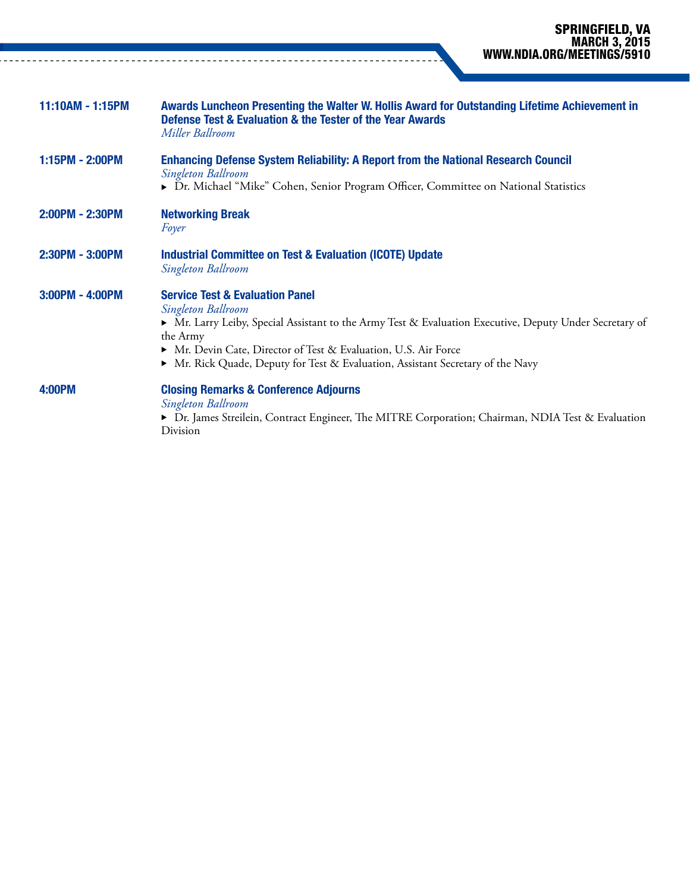**11:10AM - 1:15PM** **Awards Luncheon Presenting the Walter W. Hollis Award for Outstanding Lifetime Achievement in Defense Test & Evaluation & the Tester of the Year Awards**
*Miller Ballroom*

**1:15PM - 2:00PM** **Enhancing Defense System Reliability: A Report from the National Research Council**
*Singleton Ballroom*
- Dr. Michael "Mike" Cohen, Senior Program Officer, Committee on National Statistics

**2:00PM - 2:30PM** **Networking Break**
*Foyer*

**2:30PM - 3:00PM** **Industrial Committee on Test & Evaluation (ICOTE) Update**
*Singleton Ballroom*

**3:00PM - 4:00PM** **Service Test & Evaluation Panel**
*Singleton Ballroom*
- Mr. Larry Leiby, Special Assistant to the Army Test & Evaluation Executive, Deputy Under Secretary of the Army
- Mr. Devin Cate, Director of Test & Evaluation, U.S. Air Force
- Mr. Rick Quade, Deputy for Test & Evaluation, Assistant Secretary of the Navy

**4:00PM** **Closing Remarks & Conference Adjourns**
*Singleton Ballroom*
- Dr. James Streilein, Contract Engineer, The MITRE Corporation; Chairman, NDIA Test & Evaluation Division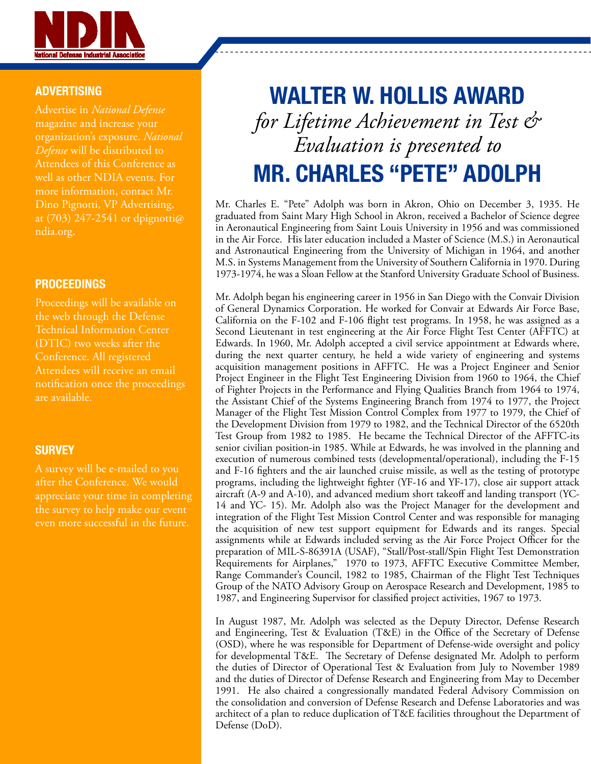## ADVERTISING

Advertise in *National Defense* magazine and increase your organization's exposure. *National Defense* will be distributed to Attendees of this Conference as well as other NDIA events. For more information, contact Mr. Dino Pignotti, VP Advertising, at (703) 247-2541 or dpignotti@ndia.org.

## PROCEEDINGS

Proceedings will be available on the web through the Defense Technical Information Center (DTIC) two weeks after the Conference. All registered Attendees will receive an email notification once the proceedings are available.

## SURVEY

A survey will be e-mailed to you after the Conference. We would appreciate your time in completing the survey to help make our event even more successful in the future.

# WALTER W. HOLLIS AWARD

*for Lifetime Achievement in Test & Evaluation is presented to*

# MR. CHARLES "PETE" ADOLPH

Mr. Charles E. "Pete" Adolph was born in Akron, Ohio on December 3, 1935. He graduated from Saint Mary High School in Akron, received a Bachelor of Science degree in Aeronautical Engineering from Saint Louis University in 1956 and was commissioned in the Air Force. His later education included a Master of Science (M.S.) in Aeronautical and Astronautical Engineering from the University of Michigan in 1964, and another M.S. in Systems Management from the University of Southern California in 1970. During 1973-1974, he was a Sloan Fellow at the Stanford University Graduate School of Business.

Mr. Adolph began his engineering career in 1956 in San Diego with the Convair Division of General Dynamics Corporation. He worked for Convair at Edwards Air Force Base, California on the F-102 and F-106 flight test programs. In 1958, he was assigned as a Second Lieutenant in test engineering at the Air Force Flight Test Center (AFFTC) at Edwards. In 1960, Mr. Adolph accepted a civil service appointment at Edwards where, during the next quarter century, he held a wide variety of engineering and systems acquisition management positions in AFFTC. He was a Project Engineer and Senior Project Engineer in the Flight Test Engineering Division from 1960 to 1964, the Chief of Fighter Projects in the Performance and Flying Qualities Branch from 1964 to 1974, the Assistant Chief of the Systems Engineering Branch from 1974 to 1977, the Project Manager of the Flight Test Mission Control Complex from 1977 to 1979, the Chief of the Development Division from 1979 to 1982, and the Technical Director of the 6520th Test Group from 1982 to 1985. He became the Technical Director of the AFFTC-its senior civilian position-in 1985. While at Edwards, he was involved in the planning and execution of numerous combined tests (developmental/operational), including the F-15 and F-16 fighters and the air launched cruise missile, as well as the testing of prototype programs, including the lightweight fighter (YF-16 and YF-17), close air support attack aircraft (A-9 and A-10), and advanced medium short takeoff and landing transport (YC-14 and YC- 15). Mr. Adolph also was the Project Manager for the development and integration of the Flight Test Mission Control Center and was responsible for managing the acquisition of new test support equipment for Edwards and its ranges. Special assignments while at Edwards included serving as the Air Force Project Officer for the preparation of MIL-S-86391A (USAF), "Stall/Post-stall/Spin Flight Test Demonstration Requirements for Airplanes," 1970 to 1973, AFFTC Executive Committee Member, Range Commander's Council, 1982 to 1985, Chairman of the Flight Test Techniques Group of the NATO Advisory Group on Aerospace Research and Development, 1985 to 1987, and Engineering Supervisor for classified project activities, 1967 to 1973.

In August 1987, Mr. Adolph was selected as the Deputy Director, Defense Research and Engineering, Test & Evaluation (T&E) in the Office of the Secretary of Defense (OSD), where he was responsible for Department of Defense-wide oversight and policy for developmental T&E. The Secretary of Defense designated Mr. Adolph to perform the duties of Director of Operational Test & Evaluation from July to November 1989 and the duties of Director of Defense Research and Engineering from May to December 1991. He also chaired a congressionally mandated Federal Advisory Commission on the consolidation and conversion of Defense Research and Defense Laboratories and was architect of a plan to reduce duplication of T&E facilities throughout the Department of Defense (DoD).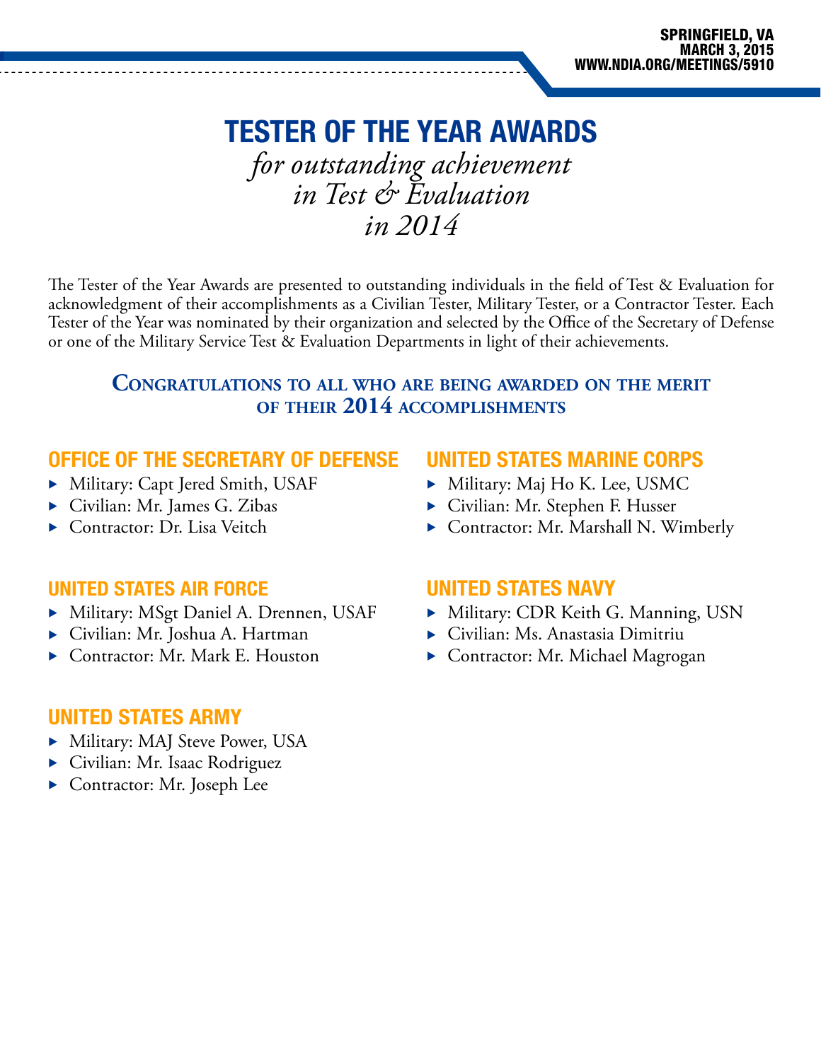SPRINGFIELD, VA
MARCH 3, 2015
WWW.NDIA.ORG/MEETINGS/5910

# TESTER OF THE YEAR AWARDS

*for outstanding achievement in Test & Evaluation in 2014*

The Tester of the Year Awards are presented to outstanding individuals in the field of Test & Evaluation for acknowledgment of their accomplishments as a Civilian Tester, Military Tester, or a Contractor Tester. Each Tester of the Year was nominated by their organization and selected by the Office of the Secretary of Defense or one of the Military Service Test & Evaluation Departments in light of their achievements.

## Congratulations to all who are being awarded on the merit of their 2014 accomplishments

### OFFICE OF THE SECRETARY OF DEFENSE

- Military: Capt Jered Smith, USAF
- Civilian: Mr. James G. Zibas
- Contractor: Dr. Lisa Veitch

### UNITED STATES AIR FORCE

- Military: MSgt Daniel A. Drennen, USAF
- Civilian: Mr. Joshua A. Hartman
- Contractor: Mr. Mark E. Houston

### UNITED STATES ARMY

- Military: MAJ Steve Power, USA
- Civilian: Mr. Isaac Rodriguez
- Contractor: Mr. Joseph Lee

### UNITED STATES MARINE CORPS

- Military: Maj Ho K. Lee, USMC
- Civilian: Mr. Stephen F. Husser
- Contractor: Mr. Marshall N. Wimberly

### UNITED STATES NAVY

- Military: CDR Keith G. Manning, USN
- Civilian: Ms. Anastasia Dimitriu
- Contractor: Mr. Michael Magrogan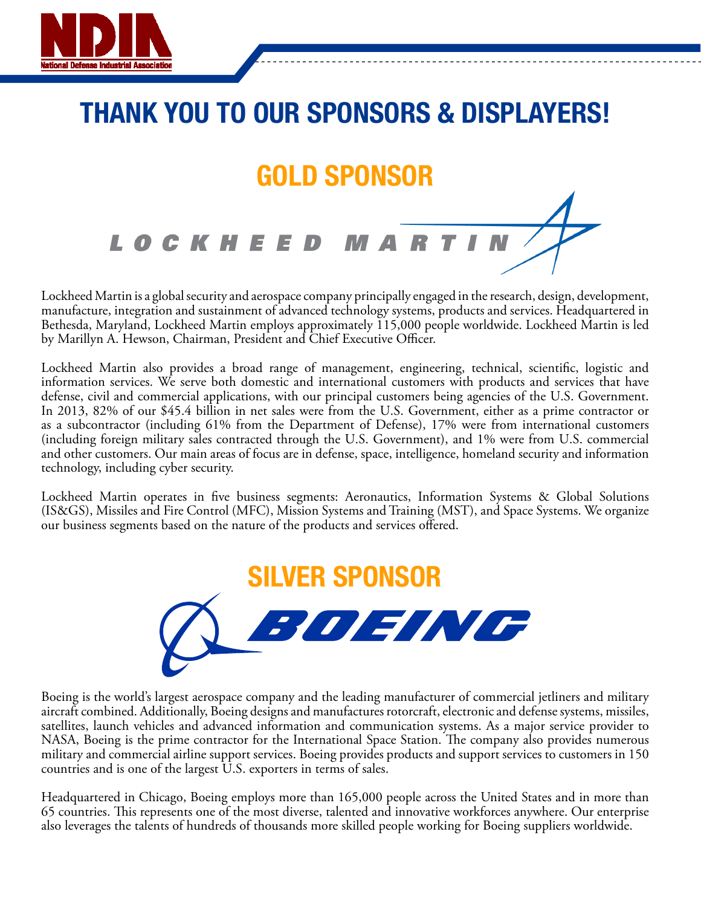# THANK YOU TO OUR SPONSORS & DISPLAYERS!

## GOLD SPONSOR

LOCKHEED MARTIN

Lockheed Martin is a global security and aerospace company principally engaged in the research, design, development, manufacture, integration and sustainment of advanced technology systems, products and services. Headquartered in Bethesda, Maryland, Lockheed Martin employs approximately 115,000 people worldwide. Lockheed Martin is led by Marillyn A. Hewson, Chairman, President and Chief Executive Officer.

Lockheed Martin also provides a broad range of management, engineering, technical, scientific, logistic and information services. We serve both domestic and international customers with products and services that have defense, civil and commercial applications, with our principal customers being agencies of the U.S. Government. In 2013, 82% of our $45.4 billion in net sales were from the U.S. Government, either as a prime contractor or as a subcontractor (including 61% from the Department of Defense), 17% were from international customers (including foreign military sales contracted through the U.S. Government), and 1% were from U.S. commercial and other customers. Our main areas of focus are in defense, space, intelligence, homeland security and information technology, including cyber security.

Lockheed Martin operates in five business segments: Aeronautics, Information Systems & Global Solutions (IS&GS), Missiles and Fire Control (MFC), Mission Systems and Training (MST), and Space Systems. We organize our business segments based on the nature of the products and services offered.

## SILVER SPONSOR

BOEING

Boeing is the world's largest aerospace company and the leading manufacturer of commercial jetliners and military aircraft combined. Additionally, Boeing designs and manufactures rotorcraft, electronic and defense systems, missiles, satellites, launch vehicles and advanced information and communication systems. As a major service provider to NASA, Boeing is the prime contractor for the International Space Station. The company also provides numerous military and commercial airline support services. Boeing provides products and support services to customers in 150 countries and is one of the largest U.S. exporters in terms of sales.

Headquartered in Chicago, Boeing employs more than 165,000 people across the United States and in more than 65 countries. This represents one of the most diverse, talented and innovative workforces anywhere. Our enterprise also leverages the talents of hundreds of thousands more skilled people working for Boeing suppliers worldwide.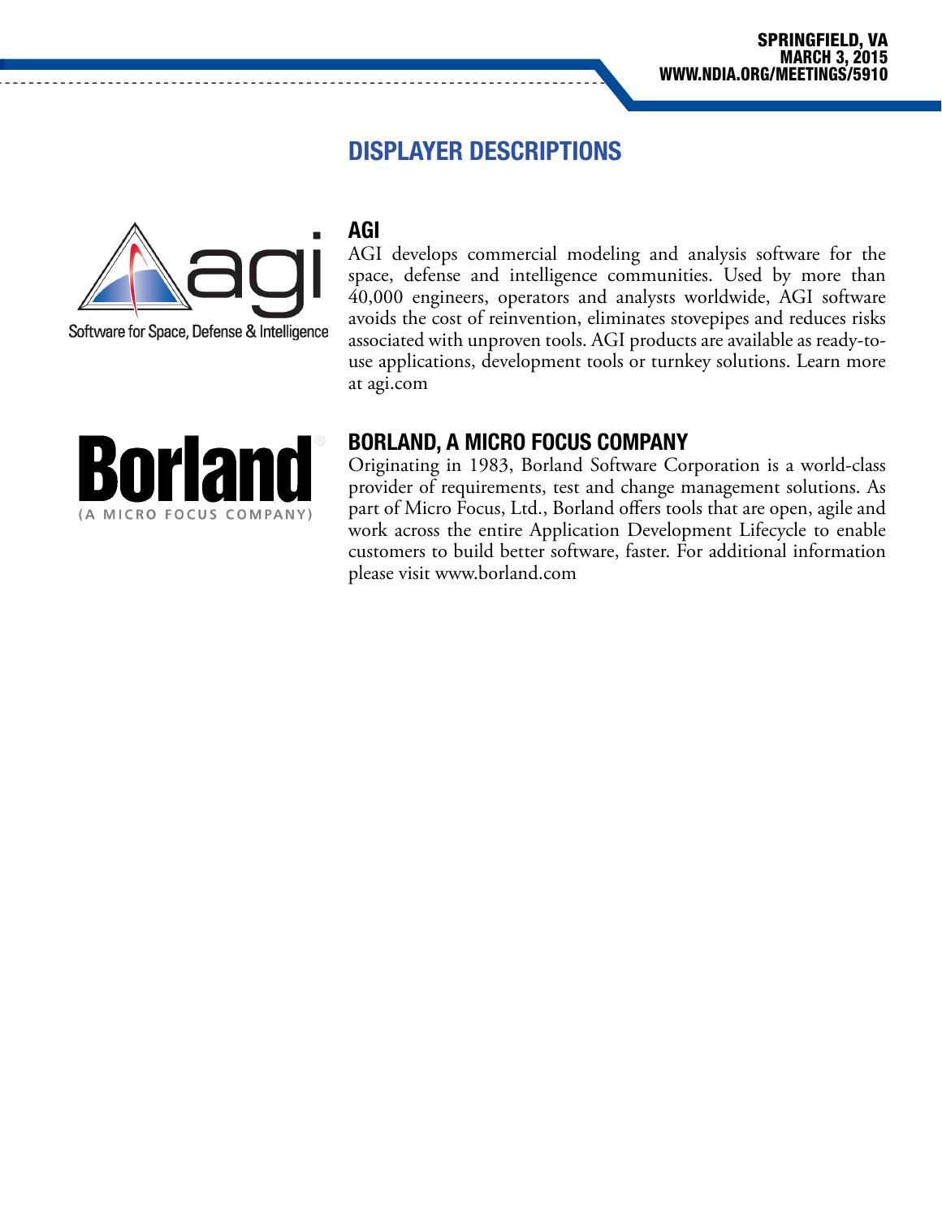# DISPLAYER DESCRIPTIONS

## AGI

AGI develops commercial modeling and analysis software for the space, defense and intelligence communities. Used by more than 40,000 engineers, operators and analysts worldwide, AGI software avoids the cost of reinvention, eliminates stovepipes and reduces risks associated with unproven tools. AGI products are available as ready-to-use applications, development tools or turnkey solutions. Learn more at agi.com

## BORLAND, A MICRO FOCUS COMPANY

Originating in 1983, Borland Software Corporation is a world-class provider of requirements, test and change management solutions. As part of Micro Focus, Ltd., Borland offers tools that are open, agile and work across the entire Application Development Lifecycle to enable customers to build better software, faster. For additional information please visit www.borland.com